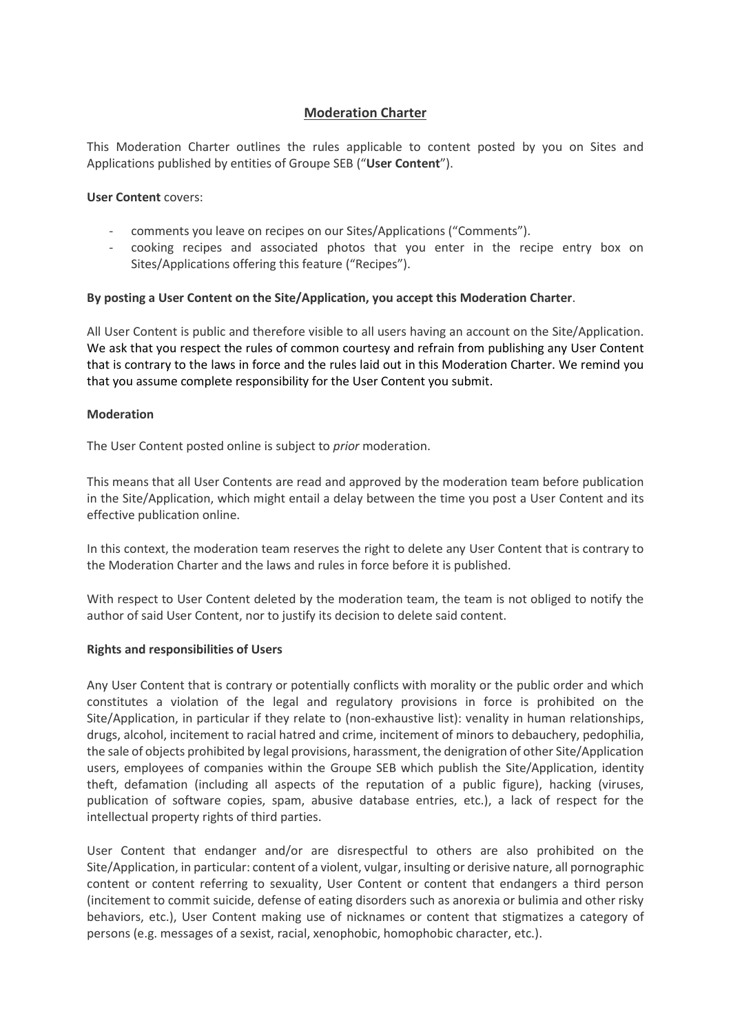# Moderation Charter

This Moderation Charter outlines the rules applicable to content posted by you on Sites and Applications published by entities of Groupe SEB ("**User Content**").

**User Content** covers:

- comments you leave on recipes on our Sites/Applications ("Comments").
- cooking recipes and associated photos that you enter in the recipe entry box on Sites/Applications offering this feature ("Recipes").

**By posting a User Content on the Site/Application, you accept this Moderation Charter**.

All User Content is public and therefore visible to all users having an account on the Site/Application. We ask that you respect the rules of common courtesy and refrain from publishing any User Content that is contrary to the laws in force and the rules laid out in this Moderation Charter. We remind you that you assume complete responsibility for the User Content you submit.

**Moderation**

The User Content posted online is subject to *prior* moderation.

This means that all User Contents are read and approved by the moderation team before publication in the Site/Application, which might entail a delay between the time you post a User Content and its effective publication online.

In this context, the moderation team reserves the right to delete any User Content that is contrary to the Moderation Charter and the laws and rules in force before it is published.

With respect to User Content deleted by the moderation team, the team is not obliged to notify the author of said User Content, nor to justify its decision to delete said content.

**Rights and responsibilities of Users**

Any User Content that is contrary or potentially conflicts with morality or the public order and which constitutes a violation of the legal and regulatory provisions in force is prohibited on the Site/Application, in particular if they relate to (non-exhaustive list): venality in human relationships, drugs, alcohol, incitement to racial hatred and crime, incitement of minors to debauchery, pedophilia, the sale of objects prohibited by legal provisions, harassment, the denigration of other Site/Application users, employees of companies within the Groupe SEB which publish the Site/Application, identity theft, defamation (including all aspects of the reputation of a public figure), hacking (viruses, publication of software copies, spam, abusive database entries, etc.), a lack of respect for the intellectual property rights of third parties.

User Content that endanger and/or are disrespectful to others are also prohibited on the Site/Application, in particular: content of a violent, vulgar, insulting or derisive nature, all pornographic content or content referring to sexuality, User Content or content that endangers a third person (incitement to commit suicide, defense of eating disorders such as anorexia or bulimia and other risky behaviors, etc.), User Content making use of nicknames or content that stigmatizes a category of persons (e.g. messages of a sexist, racial, xenophobic, homophobic character, etc.).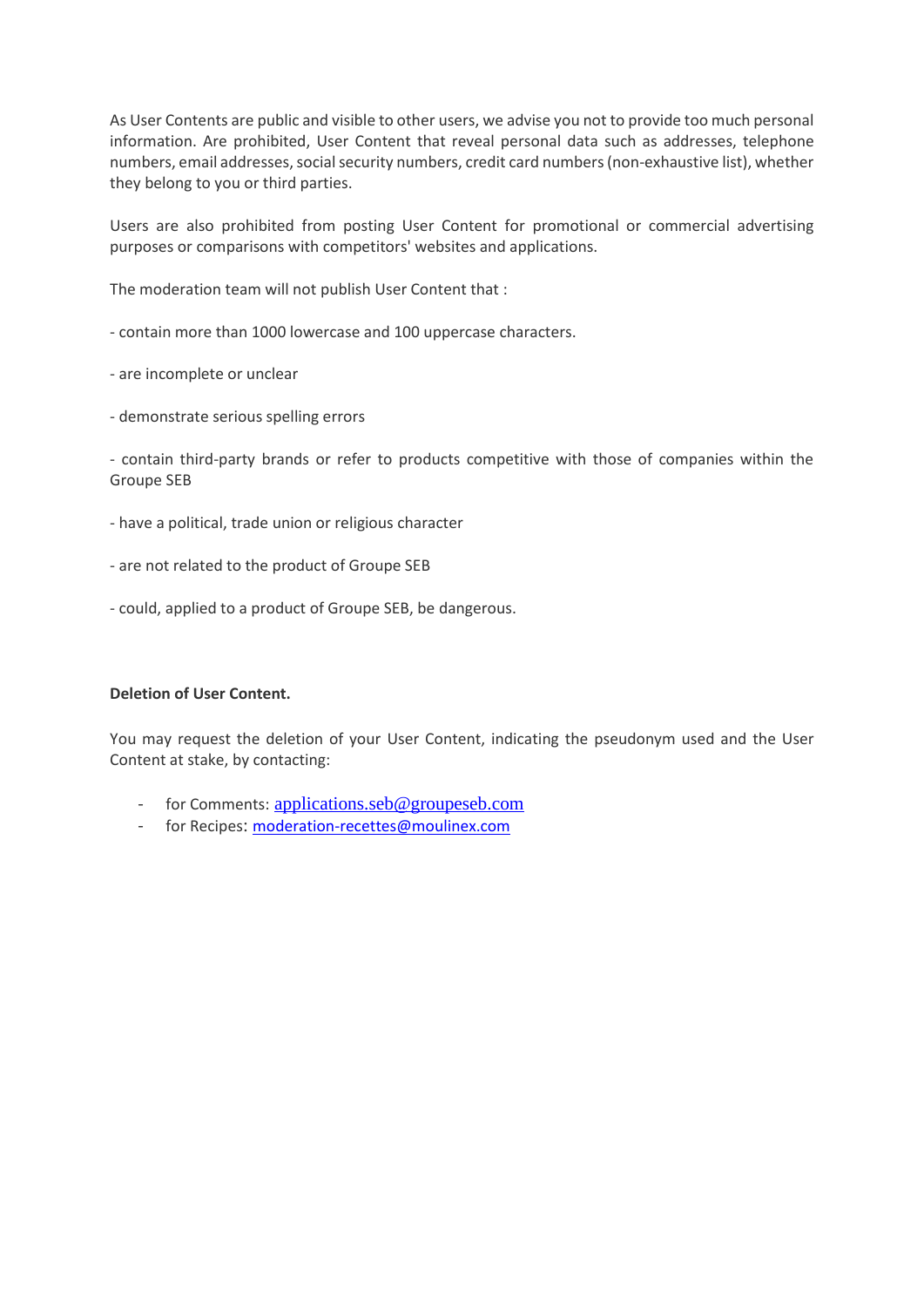As User Contents are public and visible to other users, we advise you not to provide too much personal information. Are prohibited, User Content that reveal personal data such as addresses, telephone numbers, email addresses, social security numbers, credit card numbers (non-exhaustive list), whether they belong to you or third parties.

Users are also prohibited from posting User Content for promotional or commercial advertising purposes or comparisons with competitors' websites and applications.

The moderation team will not publish User Content that :

- contain more than 1000 lowercase and 100 uppercase characters.

- are incomplete or unclear

- demonstrate serious spelling errors

- contain third-party brands or refer to products competitive with those of companies within the Groupe SEB

- have a political, trade union or religious character

- are not related to the product of Groupe SEB

- could, applied to a product of Groupe SEB, be dangerous.

**Deletion of User Content.**

You may request the deletion of your User Content, indicating the pseudonym used and the User Content at stake, by contacting:

- for Comments: applications.seb@groupeseb.com
- for Recipes: moderation-recettes@moulinex.com